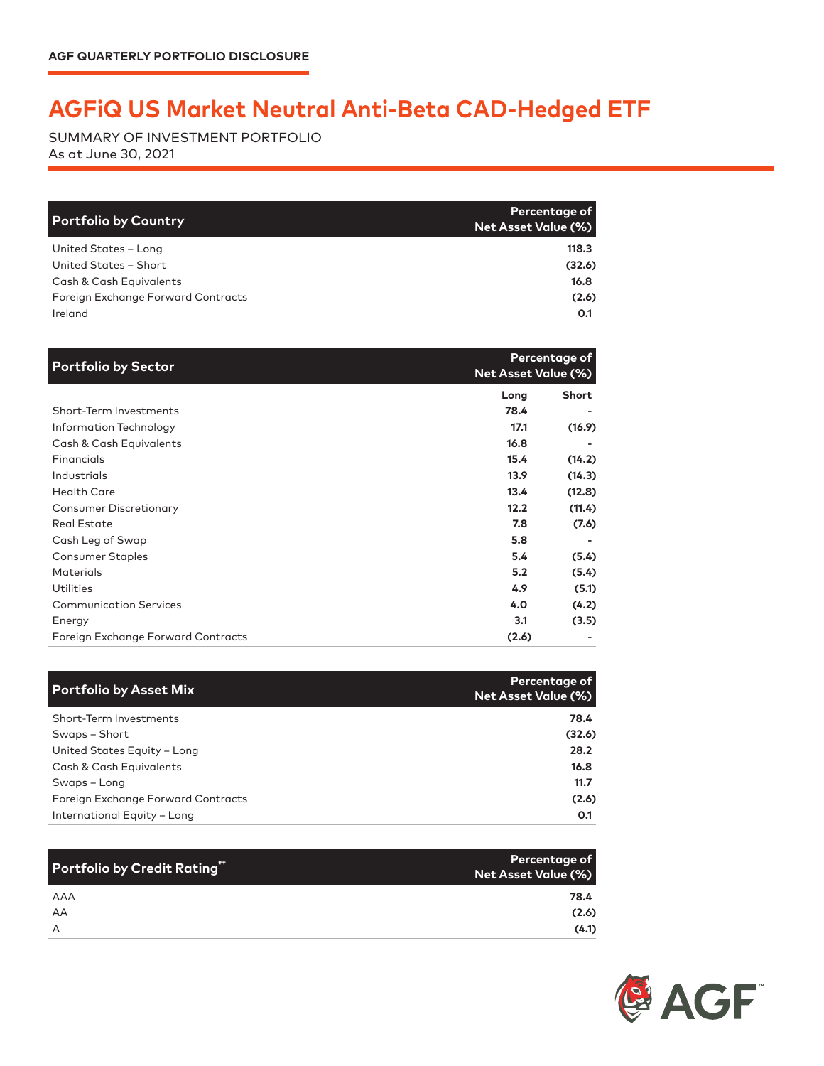AGF QUARTERLY PORTFOLIO DISCLOSURE

# AGFiQ US Market Neutral Anti-Beta CAD-Hedged ETF

SUMMARY OF INVESTMENT PORTFOLIO
As at June 30, 2021

| Portfolio by Country | Percentage of Net Asset Value (%) |
|---|---|
| United States – Long | 118.3 |
| United States – Short | (32.6) |
| Cash & Cash Equivalents | 16.8 |
| Foreign Exchange Forward Contracts | (2.6) |
| Ireland | 0.1 |

| Portfolio by Sector | Percentage of Net Asset Value (%) | |
|---|---|---|
| | Long | Short |
| Short-Term Investments | 78.4 | - |
| Information Technology | 17.1 | (16.9) |
| Cash & Cash Equivalents | 16.8 | - |
| Financials | 15.4 | (14.2) |
| Industrials | 13.9 | (14.3) |
| Health Care | 13.4 | (12.8) |
| Consumer Discretionary | 12.2 | (11.4) |
| Real Estate | 7.8 | (7.6) |
| Cash Leg of Swap | 5.8 | - |
| Consumer Staples | 5.4 | (5.4) |
| Materials | 5.2 | (5.4) |
| Utilities | 4.9 | (5.1) |
| Communication Services | 4.0 | (4.2) |
| Energy | 3.1 | (3.5) |
| Foreign Exchange Forward Contracts | (2.6) | - |

| Portfolio by Asset Mix | Percentage of Net Asset Value (%) |
|---|---|
| Short-Term Investments | 78.4 |
| Swaps – Short | (32.6) |
| United States Equity – Long | 28.2 |
| Cash & Cash Equivalents | 16.8 |
| Swaps – Long | 11.7 |
| Foreign Exchange Forward Contracts | (2.6) |
| International Equity – Long | 0.1 |

| Portfolio by Credit Rating[††] | Percentage of Net Asset Value (%) |
|---|---|
| AAA | 78.4 |
| AA | (2.6) |
| A | (4.1) |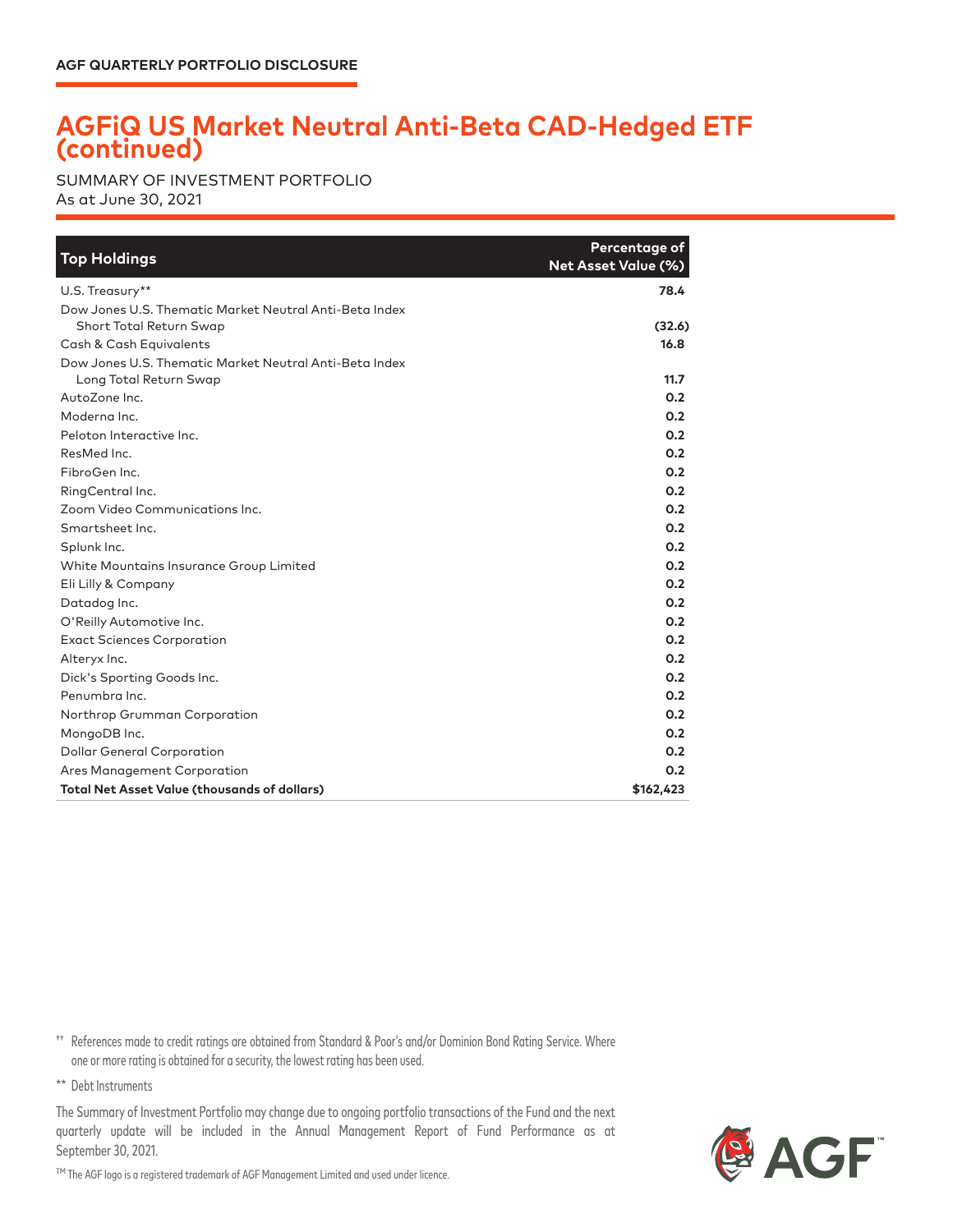AGF QUARTERLY PORTFOLIO DISCLOSURE

# AGFiQ US Market Neutral Anti-Beta CAD-Hedged ETF (continued)

SUMMARY OF INVESTMENT PORTFOLIO
As at June 30, 2021

| Top Holdings | Percentage of Net Asset Value (%) |
|---|---|
| U.S. Treasury** | 78.4 |
| Dow Jones U.S. Thematic Market Neutral Anti-Beta Index Short Total Return Swap | (32.6) |
| Cash & Cash Equivalents | 16.8 |
| Dow Jones U.S. Thematic Market Neutral Anti-Beta Index Long Total Return Swap | 11.7 |
| AutoZone Inc. | 0.2 |
| Moderna Inc. | 0.2 |
| Peloton Interactive Inc. | 0.2 |
| ResMed Inc. | 0.2 |
| FibroGen Inc. | 0.2 |
| RingCentral Inc. | 0.2 |
| Zoom Video Communications Inc. | 0.2 |
| Smartsheet Inc. | 0.2 |
| Splunk Inc. | 0.2 |
| White Mountains Insurance Group Limited | 0.2 |
| Eli Lilly & Company | 0.2 |
| Datadog Inc. | 0.2 |
| O'Reilly Automotive Inc. | 0.2 |
| Exact Sciences Corporation | 0.2 |
| Alteryx Inc. | 0.2 |
| Dick's Sporting Goods Inc. | 0.2 |
| Penumbra Inc. | 0.2 |
| Northrop Grumman Corporation | 0.2 |
| MongoDB Inc. | 0.2 |
| Dollar General Corporation | 0.2 |
| Ares Management Corporation | 0.2 |
| **Total Net Asset Value (thousands of dollars)** | **$162,423** |

†† References made to credit ratings are obtained from Standard & Poor's and/or Dominion Bond Rating Service. Where one or more rating is obtained for a security, the lowest rating has been used.

** Debt Instruments

The Summary of Investment Portfolio may change due to ongoing portfolio transactions of the Fund and the next quarterly update will be included in the Annual Management Report of Fund Performance as at September 30, 2021.

TM The AGF logo is a registered trademark of AGF Management Limited and used under licence.